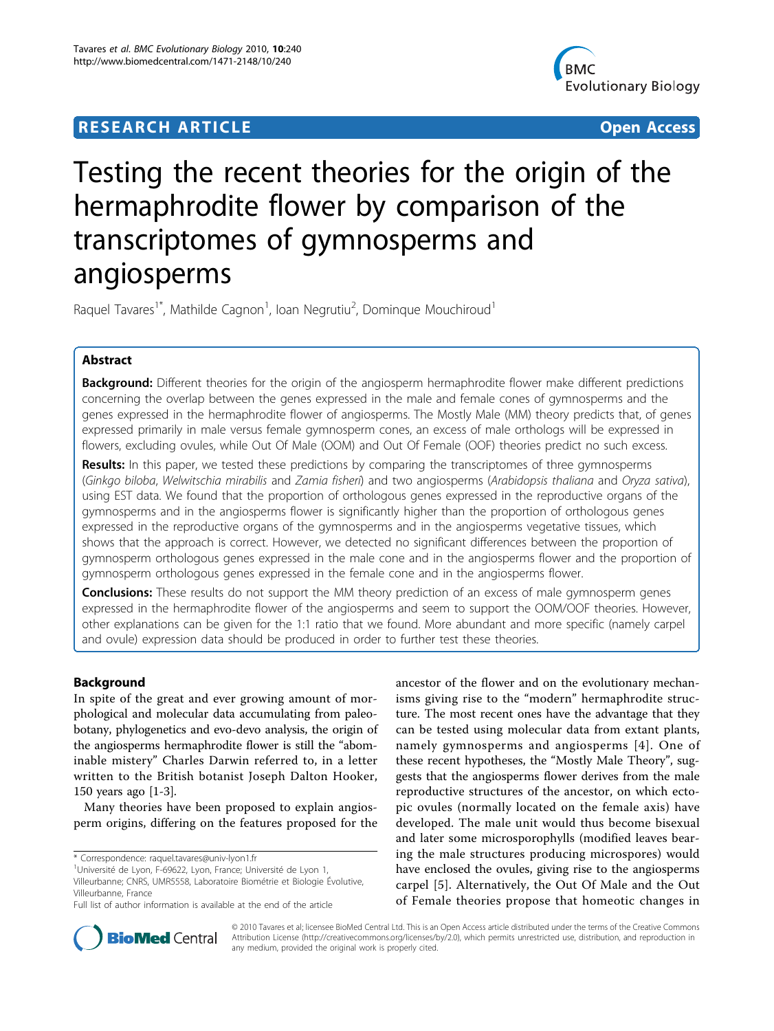RESEARCH ARTICLE Open Access

# Testing the recent theories for the origin of the hermaphrodite flower by comparison of the transcriptomes of gymnosperms and angiosperms

Raquel Tavares[1*], Mathilde Cagnon[1], Ioan Negrutiu[2], Dominque Mouchiroud[1]

## Abstract

**Background:** Different theories for the origin of the angiosperm hermaphrodite flower make different predictions concerning the overlap between the genes expressed in the male and female cones of gymnosperms and the genes expressed in the hermaphrodite flower of angiosperms. The Mostly Male (MM) theory predicts that, of genes expressed primarily in male versus female gymnosperm cones, an excess of male orthologs will be expressed in flowers, excluding ovules, while Out Of Male (OOM) and Out Of Female (OOF) theories predict no such excess.

**Results:** In this paper, we tested these predictions by comparing the transcriptomes of three gymnosperms (*Ginkgo biloba*, *Welwitschia mirabilis* and *Zamia fisheri*) and two angiosperms (*Arabidopsis thaliana* and *Oryza sativa*), using EST data. We found that the proportion of orthologous genes expressed in the reproductive organs of the gymnosperms and in the angiosperms flower is significantly higher than the proportion of orthologous genes expressed in the reproductive organs of the gymnosperms and in the angiosperms vegetative tissues, which shows that the approach is correct. However, we detected no significant differences between the proportion of gymnosperm orthologous genes expressed in the male cone and in the angiosperms flower and the proportion of gymnosperm orthologous genes expressed in the female cone and in the angiosperms flower.

**Conclusions:** These results do not support the MM theory prediction of an excess of male gymnosperm genes expressed in the hermaphrodite flower of the angiosperms and seem to support the OOM/OOF theories. However, other explanations can be given for the 1:1 ratio that we found. More abundant and more specific (namely carpel and ovule) expression data should be produced in order to further test these theories.

## Background

In spite of the great and ever growing amount of morphological and molecular data accumulating from paleobotany, phylogenetics and evo-devo analysis, the origin of the angiosperms hermaphrodite flower is still the "abominable mistery" Charles Darwin referred to, in a letter written to the British botanist Joseph Dalton Hooker, 150 years ago [1-3].

Many theories have been proposed to explain angiosperm origins, differing on the features proposed for the ancestor of the flower and on the evolutionary mechanisms giving rise to the "modern" hermaphrodite structure. The most recent ones have the advantage that they can be tested using molecular data from extant plants, namely gymnosperms and angiosperms [4]. One of these recent hypotheses, the "Mostly Male Theory", suggests that the angiosperms flower derives from the male reproductive structures of the ancestor, on which ectopic ovules (normally located on the female axis) have developed. The male unit would thus become bisexual and later some microsporophylls (modified leaves bearing the male structures producing microspores) would have enclosed the ovules, giving rise to the angiosperms carpel [5]. Alternatively, the Out Of Male and the Out of Female theories propose that homeotic changes in

* Correspondence: raquel.tavares@univ-lyon1.fr
[1]Université de Lyon, F-69622, Lyon, France; Université de Lyon 1, Villeurbanne; CNRS, UMR5558, Laboratoire Biométrie et Biologie Évolutive, Villeurbanne, France
Full list of author information is available at the end of the article

© 2010 Tavares et al; licensee BioMed Central Ltd. This is an Open Access article distributed under the terms of the Creative Commons Attribution License (http://creativecommons.org/licenses/by/2.0), which permits unrestricted use, distribution, and reproduction in any medium, provided the original work is properly cited.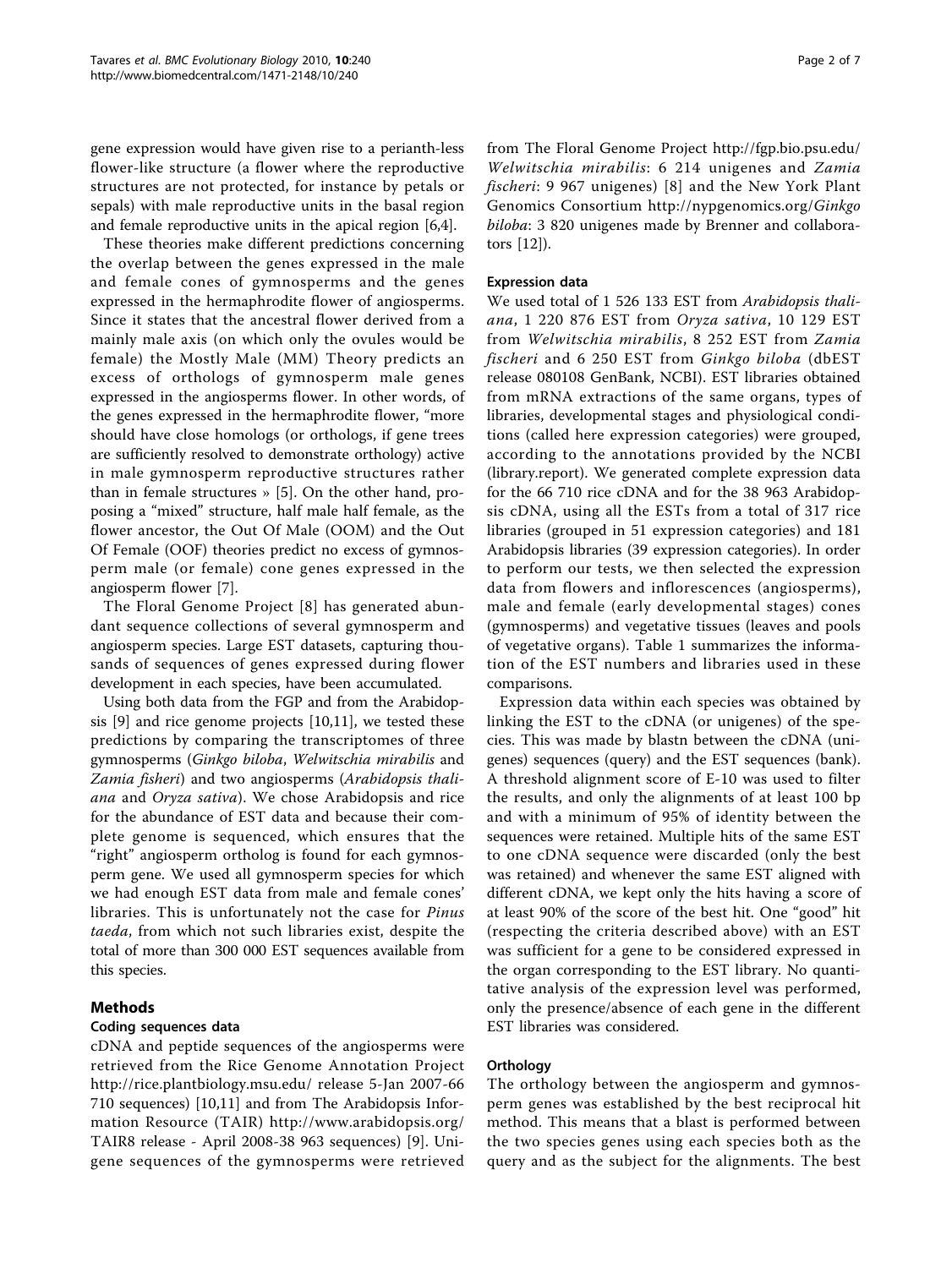gene expression would have given rise to a perianth-less flower-like structure (a flower where the reproductive structures are not protected, for instance by petals or sepals) with male reproductive units in the basal region and female reproductive units in the apical region [6,4].

These theories make different predictions concerning the overlap between the genes expressed in the male and female cones of gymnosperms and the genes expressed in the hermaphrodite flower of angiosperms. Since it states that the ancestral flower derived from a mainly male axis (on which only the ovules would be female) the Mostly Male (MM) Theory predicts an excess of orthologs of gymnosperm male genes expressed in the angiosperms flower. In other words, of the genes expressed in the hermaphrodite flower, "more should have close homologs (or orthologs, if gene trees are sufficiently resolved to demonstrate orthology) active in male gymnosperm reproductive structures rather than in female structures » [5]. On the other hand, proposing a "mixed" structure, half male half female, as the flower ancestor, the Out Of Male (OOM) and the Out Of Female (OOF) theories predict no excess of gymnosperm male (or female) cone genes expressed in the angiosperm flower [7].

The Floral Genome Project [8] has generated abundant sequence collections of several gymnosperm and angiosperm species. Large EST datasets, capturing thousands of sequences of genes expressed during flower development in each species, have been accumulated.

Using both data from the FGP and from the Arabidopsis [9] and rice genome projects [10,11], we tested these predictions by comparing the transcriptomes of three gymnosperms (*Ginkgo biloba*, *Welwitschia mirabilis* and *Zamia fisheri*) and two angiosperms (*Arabidopsis thaliana* and *Oryza sativa*). We chose Arabidopsis and rice for the abundance of EST data and because their complete genome is sequenced, which ensures that the "right" angiosperm ortholog is found for each gymnosperm gene. We used all gymnosperm species for which we had enough EST data from male and female cones' libraries. This is unfortunately not the case for *Pinus taeda*, from which not such libraries exist, despite the total of more than 300 000 EST sequences available from this species.

## Methods

### Coding sequences data

cDNA and peptide sequences of the angiosperms were retrieved from the Rice Genome Annotation Project http://rice.plantbiology.msu.edu/ release 5-Jan 2007-66 710 sequences) [10,11] and from The Arabidopsis Information Resource (TAIR) http://www.arabidopsis.org/ TAIR8 release - April 2008-38 963 sequences) [9]. Unigene sequences of the gymnosperms were retrieved from The Floral Genome Project http://fgp.bio.psu.edu/ *Welwitschia mirabilis*: 6 214 unigenes and *Zamia fischeri*: 9 967 unigenes) [8] and the New York Plant Genomics Consortium http://nypgenomics.org/*Ginkgo biloba*: 3 820 unigenes made by Brenner and collaborators [12]).

### Expression data

We used total of 1 526 133 EST from *Arabidopsis thaliana*, 1 220 876 EST from *Oryza sativa*, 10 129 EST from *Welwitschia mirabilis*, 8 252 EST from *Zamia fischeri* and 6 250 EST from *Ginkgo biloba* (dbEST release 080108 GenBank, NCBI). EST libraries obtained from mRNA extractions of the same organs, types of libraries, developmental stages and physiological conditions (called here expression categories) were grouped, according to the annotations provided by the NCBI (library.report). We generated complete expression data for the 66 710 rice cDNA and for the 38 963 Arabidopsis cDNA, using all the ESTs from a total of 317 rice libraries (grouped in 51 expression categories) and 181 Arabidopsis libraries (39 expression categories). In order to perform our tests, we then selected the expression data from flowers and inflorescences (angiosperms), male and female (early developmental stages) cones (gymnosperms) and vegetative tissues (leaves and pools of vegetative organs). Table 1 summarizes the information of the EST numbers and libraries used in these comparisons.

Expression data within each species was obtained by linking the EST to the cDNA (or unigenes) of the species. This was made by blastn between the cDNA (unigenes) sequences (query) and the EST sequences (bank). A threshold alignment score of E-10 was used to filter the results, and only the alignments of at least 100 bp and with a minimum of 95% of identity between the sequences were retained. Multiple hits of the same EST to one cDNA sequence were discarded (only the best was retained) and whenever the same EST aligned with different cDNA, we kept only the hits having a score of at least 90% of the score of the best hit. One "good" hit (respecting the criteria described above) with an EST was sufficient for a gene to be considered expressed in the organ corresponding to the EST library. No quantitative analysis of the expression level was performed, only the presence/absence of each gene in the different EST libraries was considered.

### Orthology

The orthology between the angiosperm and gymnosperm genes was established by the best reciprocal hit method. This means that a blast is performed between the two species genes using each species both as the query and as the subject for the alignments. The best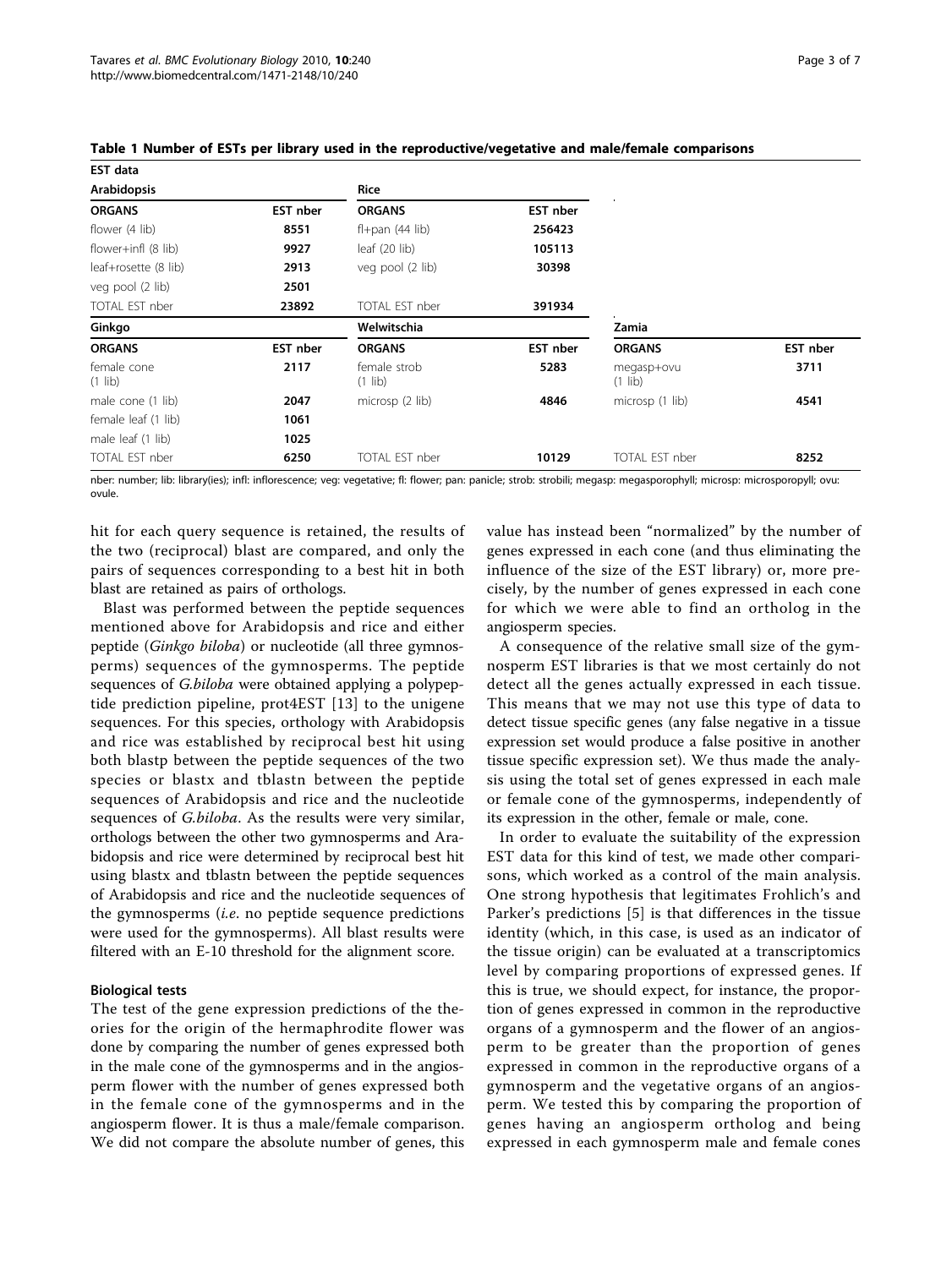**Table 1 Number of ESTs per library used in the reproductive/vegetative and male/female comparisons**

| EST data | | | | | |
|---|---|---|---|---|---|
| **Arabidopsis** | | **Rice** | | | |
| **ORGANS** | **EST nber** | **ORGANS** | **EST nber** | | |
| flower (4 lib) | **8551** | fl+pan (44 lib) | **256423** | | |
| flower+infl (8 lib) | **9927** | leaf (20 lib) | **105113** | | |
| leaf+rosette (8 lib) | **2913** | veg pool (2 lib) | **30398** | | |
| veg pool (2 lib) | **2501** | | | | |
| TOTAL EST nber | **23892** | TOTAL EST nber | **391934** | | |
| **Ginkgo** | | **Welwitschia** | | **Zamia** | |
| **ORGANS** | **EST nber** | **ORGANS** | **EST nber** | **ORGANS** | **EST nber** |
| female cone (1 lib) | **2117** | female strob (1 lib) | **5283** | megasp+ovu (1 lib) | **3711** |
| male cone (1 lib) | **2047** | microsp (2 lib) | **4846** | microsp (1 lib) | **4541** |
| female leaf (1 lib) | **1061** | | | | |
| male leaf (1 lib) | **1025** | | | | |
| TOTAL EST nber | **6250** | TOTAL EST nber | **10129** | TOTAL EST nber | **8252** |

nber: number; lib: library(ies); infl: inflorescence; veg: vegetative; fl: flower; pan: panicle; strob: strobili; megasp: megasporophyll; microsp: microsporopyll; ovu: ovule.

hit for each query sequence is retained, the results of the two (reciprocal) blast are compared, and only the pairs of sequences corresponding to a best hit in both blast are retained as pairs of orthologs.

Blast was performed between the peptide sequences mentioned above for Arabidopsis and rice and either peptide (*Ginkgo biloba*) or nucleotide (all three gymnosperms) sequences of the gymnosperms. The peptide sequences of *G.biloba* were obtained applying a polypeptide prediction pipeline, prot4EST [13] to the unigene sequences. For this species, orthology with Arabidopsis and rice was established by reciprocal best hit using both blastp between the peptide sequences of the two species or blastx and tblastn between the peptide sequences of Arabidopsis and rice and the nucleotide sequences of *G.biloba*. As the results were very similar, orthologs between the other two gymnosperms and Arabidopsis and rice were determined by reciprocal best hit using blastx and tblastn between the peptide sequences of Arabidopsis and rice and the nucleotide sequences of the gymnosperms (*i.e.* no peptide sequence predictions were used for the gymnosperms). All blast results were filtered with an E-10 threshold for the alignment score.

### Biological tests

The test of the gene expression predictions of the theories for the origin of the hermaphrodite flower was done by comparing the number of genes expressed both in the male cone of the gymnosperms and in the angiosperm flower with the number of genes expressed both in the female cone of the gymnosperms and in the angiosperm flower. It is thus a male/female comparison. We did not compare the absolute number of genes, this value has instead been "normalized" by the number of genes expressed in each cone (and thus eliminating the influence of the size of the EST library) or, more precisely, by the number of genes expressed in each cone for which we were able to find an ortholog in the angiosperm species.

A consequence of the relative small size of the gymnosperm EST libraries is that we most certainly do not detect all the genes actually expressed in each tissue. This means that we may not use this type of data to detect tissue specific genes (any false negative in a tissue expression set would produce a false positive in another tissue specific expression set). We thus made the analysis using the total set of genes expressed in each male or female cone of the gymnosperms, independently of its expression in the other, female or male, cone.

In order to evaluate the suitability of the expression EST data for this kind of test, we made other comparisons, which worked as a control of the main analysis. One strong hypothesis that legitimates Frohlich's and Parker's predictions [5] is that differences in the tissue identity (which, in this case, is used as an indicator of the tissue origin) can be evaluated at a transcriptomics level by comparing proportions of expressed genes. If this is true, we should expect, for instance, the proportion of genes expressed in common in the reproductive organs of a gymnosperm and the flower of an angiosperm to be greater than the proportion of genes expressed in common in the reproductive organs of a gymnosperm and the vegetative organs of an angiosperm. We tested this by comparing the proportion of genes having an angiosperm ortholog and being expressed in each gymnosperm male and female cones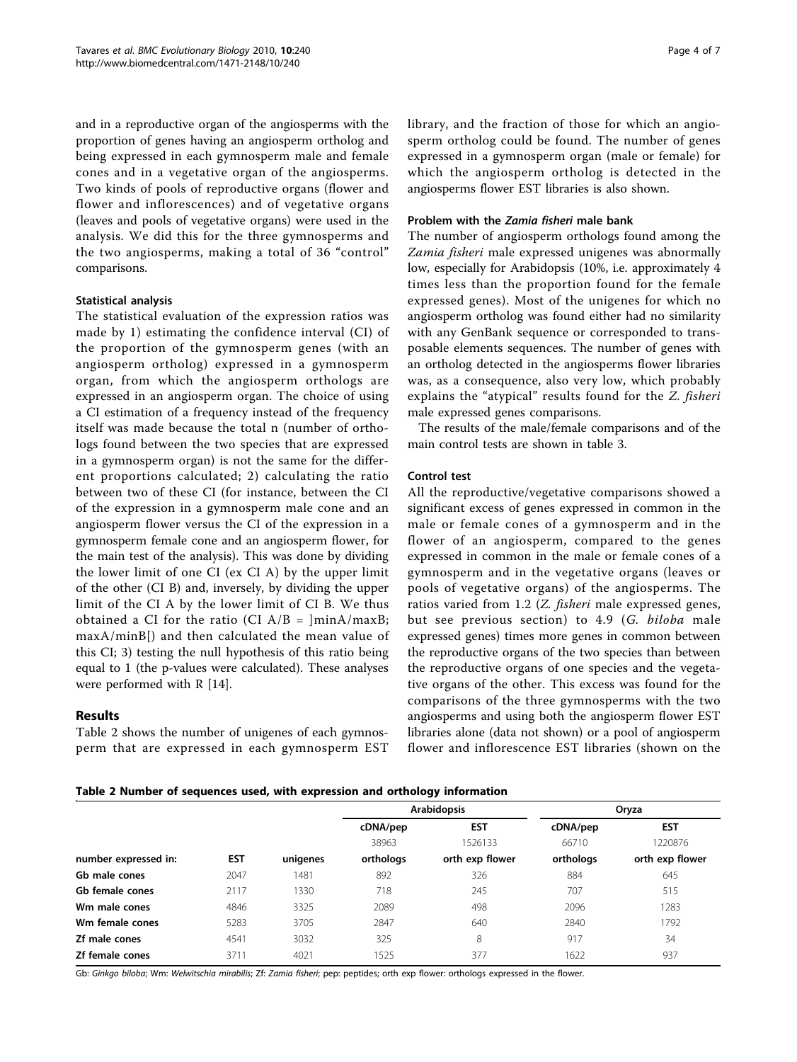and in a reproductive organ of the angiosperms with the proportion of genes having an angiosperm ortholog and being expressed in each gymnosperm male and female cones and in a vegetative organ of the angiosperms. Two kinds of pools of reproductive organs (flower and flower and inflorescences) and of vegetative organs (leaves and pools of vegetative organs) were used in the analysis. We did this for the three gymnosperms and the two angiosperms, making a total of 36 "control" comparisons.

### Statistical analysis

The statistical evaluation of the expression ratios was made by 1) estimating the confidence interval (CI) of the proportion of the gymnosperm genes (with an angiosperm ortholog) expressed in a gymnosperm organ, from which the angiosperm orthologs are expressed in an angiosperm organ. The choice of using a CI estimation of a frequency instead of the frequency itself was made because the total n (number of orthologs found between the two species that are expressed in a gymnosperm organ) is not the same for the different proportions calculated; 2) calculating the ratio between two of these CI (for instance, between the CI of the expression in a gymnosperm male cone and an angiosperm flower versus the CI of the expression in a gymnosperm female cone and an angiosperm flower, for the main test of the analysis). This was done by dividing the lower limit of one CI (ex CI A) by the upper limit of the other (CI B) and, inversely, by dividing the upper limit of the CI A by the lower limit of CI B. We thus obtained a CI for the ratio (CI A/B = ]minA/maxB; maxA/minB[) and then calculated the mean value of this CI; 3) testing the null hypothesis of this ratio being equal to 1 (the p-values were calculated). These analyses were performed with R [14].

## Results

Table 2 shows the number of unigenes of each gymnosperm that are expressed in each gymnosperm EST library, and the fraction of those for which an angiosperm ortholog could be found. The number of genes expressed in a gymnosperm organ (male or female) for which the angiosperm ortholog is detected in the angiosperms flower EST libraries is also shown.

### Problem with the *Zamia fisheri* male bank

The number of angiosperm orthologs found among the *Zamia fisheri* male expressed unigenes was abnormally low, especially for Arabidopsis (10%, i.e. approximately 4 times less than the proportion found for the female expressed genes). Most of the unigenes for which no angiosperm ortholog was found either had no similarity with any GenBank sequence or corresponded to transposable elements sequences. The number of genes with an ortholog detected in the angiosperms flower libraries was, as a consequence, also very low, which probably explains the "atypical" results found for the *Z. fisheri* male expressed genes comparisons.

The results of the male/female comparisons and of the main control tests are shown in table 3.

### Control test

All the reproductive/vegetative comparisons showed a significant excess of genes expressed in common in the male or female cones of a gymnosperm and in the flower of an angiosperm, compared to the genes expressed in common in the male or female cones of a gymnosperm and in the vegetative organs (leaves or pools of vegetative organs) of the angiosperms. The ratios varied from 1.2 (*Z. fisheri* male expressed genes, but see previous section) to 4.9 (*G. biloba* male expressed genes) times more genes in common between the reproductive organs of the two species than between the reproductive organs of one species and the vegetative organs of the other. This excess was found for the comparisons of the three gymnosperms with the two angiosperms and using both the angiosperm flower EST libraries alone (data not shown) or a pool of angiosperm flower and inflorescence EST libraries (shown on the

**Table 2 Number of sequences used, with expression and orthology information**

| | | | Arabidopsis | | Oryza | |
|---|---|---|---|---|---|---|
| | | | cDNA/pep | EST | cDNA/pep | EST |
| | | | 38963 | 1526133 | 66710 | 1220876 |
| number expressed in: | EST | unigenes | orthologs | orth exp flower | orthologs | orth exp flower |
| Gb male cones | 2047 | 1481 | 892 | 326 | 884 | 645 |
| Gb female cones | 2117 | 1330 | 718 | 245 | 707 | 515 |
| Wm male cones | 4846 | 3325 | 2089 | 498 | 2096 | 1283 |
| Wm female cones | 5283 | 3705 | 2847 | 640 | 2840 | 1792 |
| Zf male cones | 4541 | 3032 | 325 | 8 | 917 | 34 |
| Zf female cones | 3711 | 4021 | 1525 | 377 | 1622 | 937 |

Gb: *Ginkgo biloba*; Wm: *Welwitschia mirabilis*; Zf: *Zamia fisheri*; pep: peptides; orth exp flower: orthologs expressed in the flower.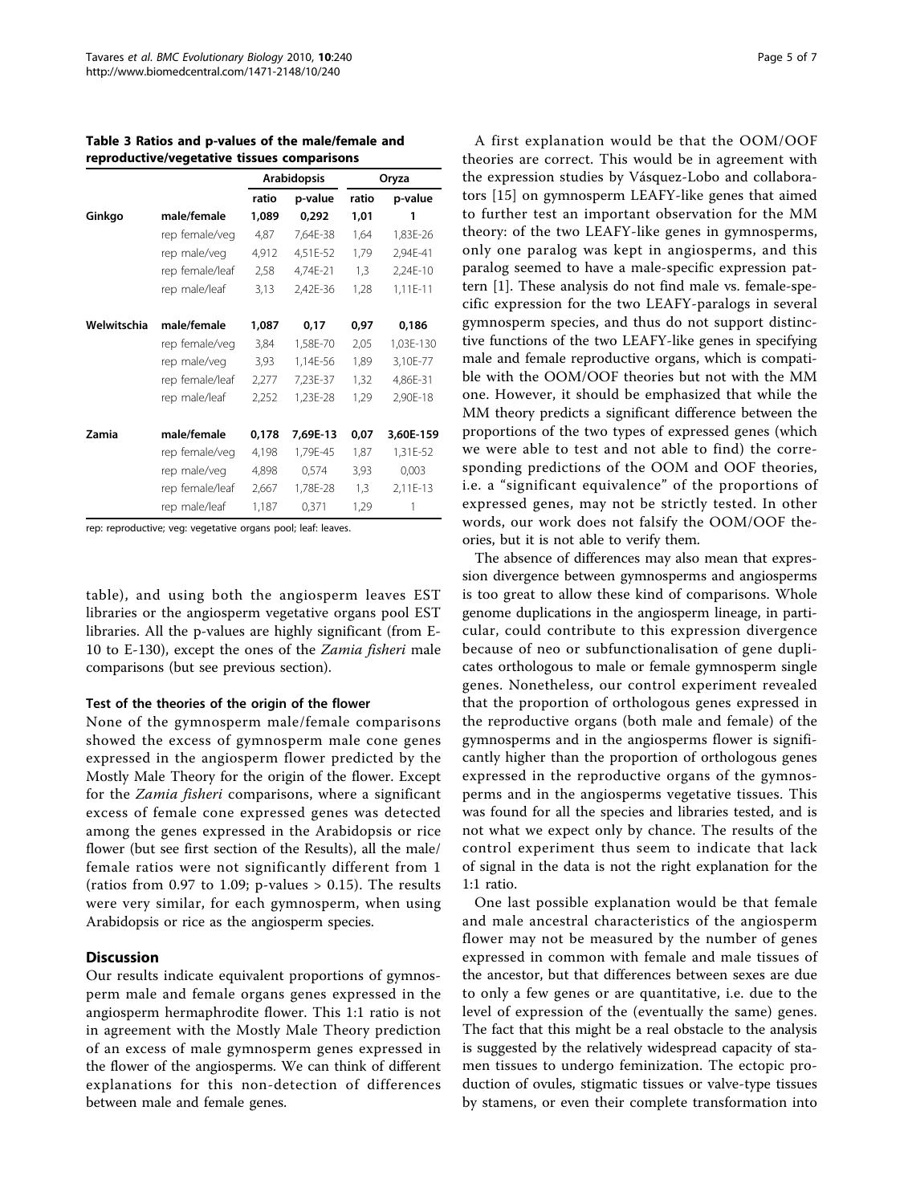**Table 3 Ratios and p-values of the male/female and reproductive/vegetative tissues comparisons**

| | | Arabidopsis | | Oryza | |
|---|---|---|---|---|---|
| | | ratio | p-value | ratio | p-value |
| **Ginkgo** | **male/female** | **1,089** | **0,292** | **1,01** | **1** |
| | rep female/veg | 4,87 | 7,64E-38 | 1,64 | 1,83E-26 |
| | rep male/veg | 4,912 | 4,51E-52 | 1,79 | 2,94E-41 |
| | rep female/leaf | 2,58 | 4,74E-21 | 1,3 | 2,24E-10 |
| | rep male/leaf | 3,13 | 2,42E-36 | 1,28 | 1,11E-11 |
| **Welwitschia** | **male/female** | **1,087** | **0,17** | **0,97** | **0,186** |
| | rep female/veg | 3,84 | 1,58E-70 | 2,05 | 1,03E-130 |
| | rep male/veg | 3,93 | 1,14E-56 | 1,89 | 3,10E-77 |
| | rep female/leaf | 2,277 | 7,23E-37 | 1,32 | 4,86E-31 |
| | rep male/leaf | 2,252 | 1,23E-28 | 1,29 | 2,90E-18 |
| **Zamia** | **male/female** | **0,178** | **7,69E-13** | **0,07** | **3,60E-159** |
| | rep female/veg | 4,198 | 1,79E-45 | 1,87 | 1,31E-52 |
| | rep male/veg | 4,898 | 0,574 | 3,93 | 0,003 |
| | rep female/leaf | 2,667 | 1,78E-28 | 1,3 | 2,11E-13 |
| | rep male/leaf | 1,187 | 0,371 | 1,29 | 1 |

rep: reproductive; veg: vegetative organs pool; leaf: leaves.

table), and using both the angiosperm leaves EST libraries or the angiosperm vegetative organs pool EST libraries. All the p-values are highly significant (from E-10 to E-130), except the ones of the *Zamia fisheri* male comparisons (but see previous section).

### Test of the theories of the origin of the flower

None of the gymnosperm male/female comparisons showed the excess of gymnosperm male cone genes expressed in the angiosperm flower predicted by the Mostly Male Theory for the origin of the flower. Except for the *Zamia fisheri* comparisons, where a significant excess of female cone expressed genes was detected among the genes expressed in the Arabidopsis or rice flower (but see first section of the Results), all the male/female ratios were not significantly different from 1 (ratios from 0.97 to 1.09; p-values > 0.15). The results were very similar, for each gymnosperm, when using Arabidopsis or rice as the angiosperm species.

## Discussion

Our results indicate equivalent proportions of gymnosperm male and female organs genes expressed in the angiosperm hermaphrodite flower. This 1:1 ratio is not in agreement with the Mostly Male Theory prediction of an excess of male gymnosperm genes expressed in the flower of the angiosperms. We can think of different explanations for this non-detection of differences between male and female genes.

A first explanation would be that the OOM/OOF theories are correct. This would be in agreement with the expression studies by Vásquez-Lobo and collaborators [15] on gymnosperm LEAFY-like genes that aimed to further test an important observation for the MM theory: of the two LEAFY-like genes in gymnosperms, only one paralog was kept in angiosperms, and this paralog seemed to have a male-specific expression pattern [1]. These analysis do not find male vs. female-specific expression for the two LEAFY-paralogs in several gymnosperm species, and thus do not support distinctive functions of the two LEAFY-like genes in specifying male and female reproductive organs, which is compatible with the OOM/OOF theories but not with the MM one. However, it should be emphasized that while the MM theory predicts a significant difference between the proportions of the two types of expressed genes (which we were able to test and not able to find) the corresponding predictions of the OOM and OOF theories, i.e. a "significant equivalence" of the proportions of expressed genes, may not be strictly tested. In other words, our work does not falsify the OOM/OOF theories, but it is not able to verify them.

The absence of differences may also mean that expression divergence between gymnosperms and angiosperms is too great to allow these kind of comparisons. Whole genome duplications in the angiosperm lineage, in particular, could contribute to this expression divergence because of neo or subfunctionalisation of gene duplicates orthologous to male or female gymnosperm single genes. Nonetheless, our control experiment revealed that the proportion of orthologous genes expressed in the reproductive organs (both male and female) of the gymnosperms and in the angiosperms flower is significantly higher than the proportion of orthologous genes expressed in the reproductive organs of the gymnosperms and in the angiosperms vegetative tissues. This was found for all the species and libraries tested, and is not what we expect only by chance. The results of the control experiment thus seem to indicate that lack of signal in the data is not the right explanation for the 1:1 ratio.

One last possible explanation would be that female and male ancestral characteristics of the angiosperm flower may not be measured by the number of genes expressed in common with female and male tissues of the ancestor, but that differences between sexes are due to only a few genes or are quantitative, i.e. due to the level of expression of the (eventually the same) genes. The fact that this might be a real obstacle to the analysis is suggested by the relatively widespread capacity of stamen tissues to undergo feminization. The ectopic production of ovules, stigmatic tissues or valve-type tissues by stamens, or even their complete transformation into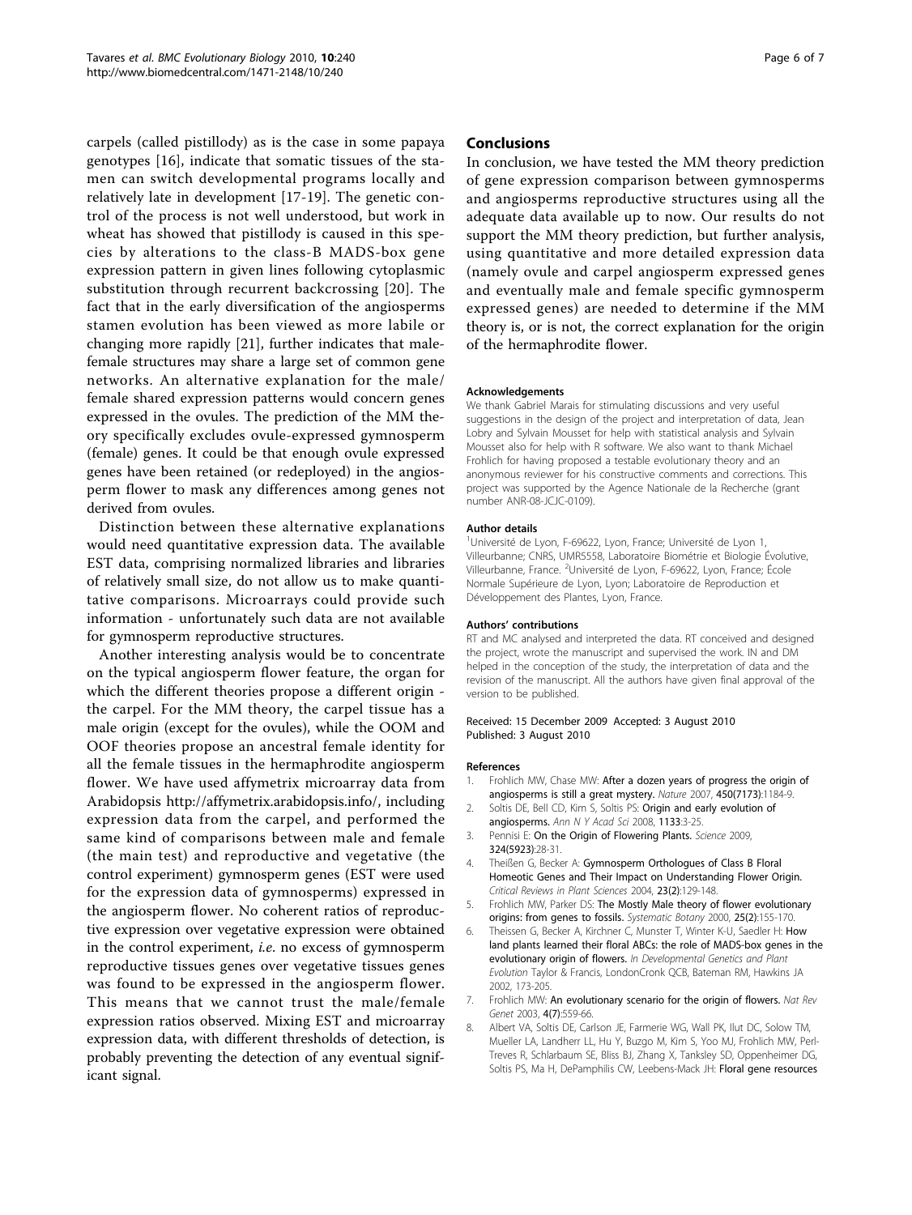carpels (called pistillody) as is the case in some papaya genotypes [16], indicate that somatic tissues of the stamen can switch developmental programs locally and relatively late in development [17-19]. The genetic control of the process is not well understood, but work in wheat has showed that pistillody is caused in this species by alterations to the class-B MADS-box gene expression pattern in given lines following cytoplasmic substitution through recurrent backcrossing [20]. The fact that in the early diversification of the angiosperms stamen evolution has been viewed as more labile or changing more rapidly [21], further indicates that male-female structures may share a large set of common gene networks. An alternative explanation for the male/female shared expression patterns would concern genes expressed in the ovules. The prediction of the MM theory specifically excludes ovule-expressed gymnosperm (female) genes. It could be that enough ovule expressed genes have been retained (or redeployed) in the angiosperm flower to mask any differences among genes not derived from ovules.

Distinction between these alternative explanations would need quantitative expression data. The available EST data, comprising normalized libraries and libraries of relatively small size, do not allow us to make quantitative comparisons. Microarrays could provide such information - unfortunately such data are not available for gymnosperm reproductive structures.

Another interesting analysis would be to concentrate on the typical angiosperm flower feature, the organ for which the different theories propose a different origin - the carpel. For the MM theory, the carpel tissue has a male origin (except for the ovules), while the OOM and OOF theories propose an ancestral female identity for all the female tissues in the hermaphrodite angiosperm flower. We have used affymetrix microarray data from Arabidopsis http://affymetrix.arabidopsis.info/, including expression data from the carpel, and performed the same kind of comparisons between male and female (the main test) and reproductive and vegetative (the control experiment) gymnosperm genes (EST were used for the expression data of gymnosperms) expressed in the angiosperm flower. No coherent ratios of reproductive expression over vegetative expression were obtained in the control experiment, *i.e.* no excess of gymnosperm reproductive tissues genes over vegetative tissues genes was found to be expressed in the angiosperm flower. This means that we cannot trust the male/female expression ratios observed. Mixing EST and microarray expression data, with different thresholds of detection, is probably preventing the detection of any eventual significant signal.

## Conclusions

In conclusion, we have tested the MM theory prediction of gene expression comparison between gymnosperms and angiosperms reproductive structures using all the adequate data available up to now. Our results do not support the MM theory prediction, but further analysis, using quantitative and more detailed expression data (namely ovule and carpel angiosperm expressed genes and eventually male and female specific gymnosperm expressed genes) are needed to determine if the MM theory is, or is not, the correct explanation for the origin of the hermaphrodite flower.

#### Acknowledgements

We thank Gabriel Marais for stimulating discussions and very useful suggestions in the design of the project and interpretation of data, Jean Lobry and Sylvain Mousset for help with statistical analysis and Sylvain Mousset also for help with R software. We also want to thank Michael Frohlich for having proposed a testable evolutionary theory and an anonymous reviewer for his constructive comments and corrections. This project was supported by the Agence Nationale de la Recherche (grant number ANR-08-JCJC-0109).

#### Author details

[1]Université de Lyon, F-69622, Lyon, France; Université de Lyon 1, Villeurbanne; CNRS, UMR5558, Laboratoire Biométrie et Biologie Évolutive, Villeurbanne, France. [2]Université de Lyon, F-69622, Lyon, France; École Normale Supérieure de Lyon, Lyon; Laboratoire de Reproduction et Développement des Plantes, Lyon, France.

#### Authors' contributions

RT and MC analysed and interpreted the data. RT conceived and designed the project, wrote the manuscript and supervised the work. IN and DM helped in the conception of the study, the interpretation of data and the revision of the manuscript. All the authors have given final approval of the version to be published.

Received: 15 December 2009 Accepted: 3 August 2010
Published: 3 August 2010

#### References

1. Frohlich MW, Chase MW: **After a dozen years of progress the origin of angiosperms is still a great mystery.** *Nature* 2007, **450(7173)**:1184-9.
2. Soltis DE, Bell CD, Kim S, Soltis PS: **Origin and early evolution of angiosperms.** *Ann N Y Acad Sci* 2008, **1133**:3-25.
3. Pennisi E: **On the Origin of Flowering Plants.** *Science* 2009, **324(5923)**:28-31.
4. Theißen G, Becker A: **Gymnosperm Orthologues of Class B Floral Homeotic Genes and Their Impact on Understanding Flower Origin.** *Critical Reviews in Plant Sciences* 2004, **23(2)**:129-148.
5. Frohlich MW, Parker DS: **The Mostly Male theory of flower evolutionary origins: from genes to fossils.** *Systematic Botany* 2000, **25(2)**:155-170.
6. Theissen G, Becker A, Kirchner C, Munster T, Winter K-U, Saedler H: **How land plants learned their floral ABCs: the role of MADS-box genes in the evolutionary origin of flowers.** In *Developmental Genetics and Plant Evolution* Taylor & Francis, LondonCronk QCB, Bateman RM, Hawkins JA 2002, 173-205.
7. Frohlich MW: **An evolutionary scenario for the origin of flowers.** *Nat Rev Genet* 2003, **4(7)**:559-66.
8. Albert VA, Soltis DE, Carlson JE, Farmerie WG, Wall PK, Ilut DC, Solow TM, Mueller LA, Landherr LL, Hu Y, Buzgo M, Kim S, Yoo MJ, Frohlich MW, Perl-Treves R, Schlarbaum SE, Bliss BJ, Zhang X, Tanksley SD, Oppenheimer DG, Soltis PS, Ma H, DePamphilis CW, Leebens-Mack JH: **Floral gene resources**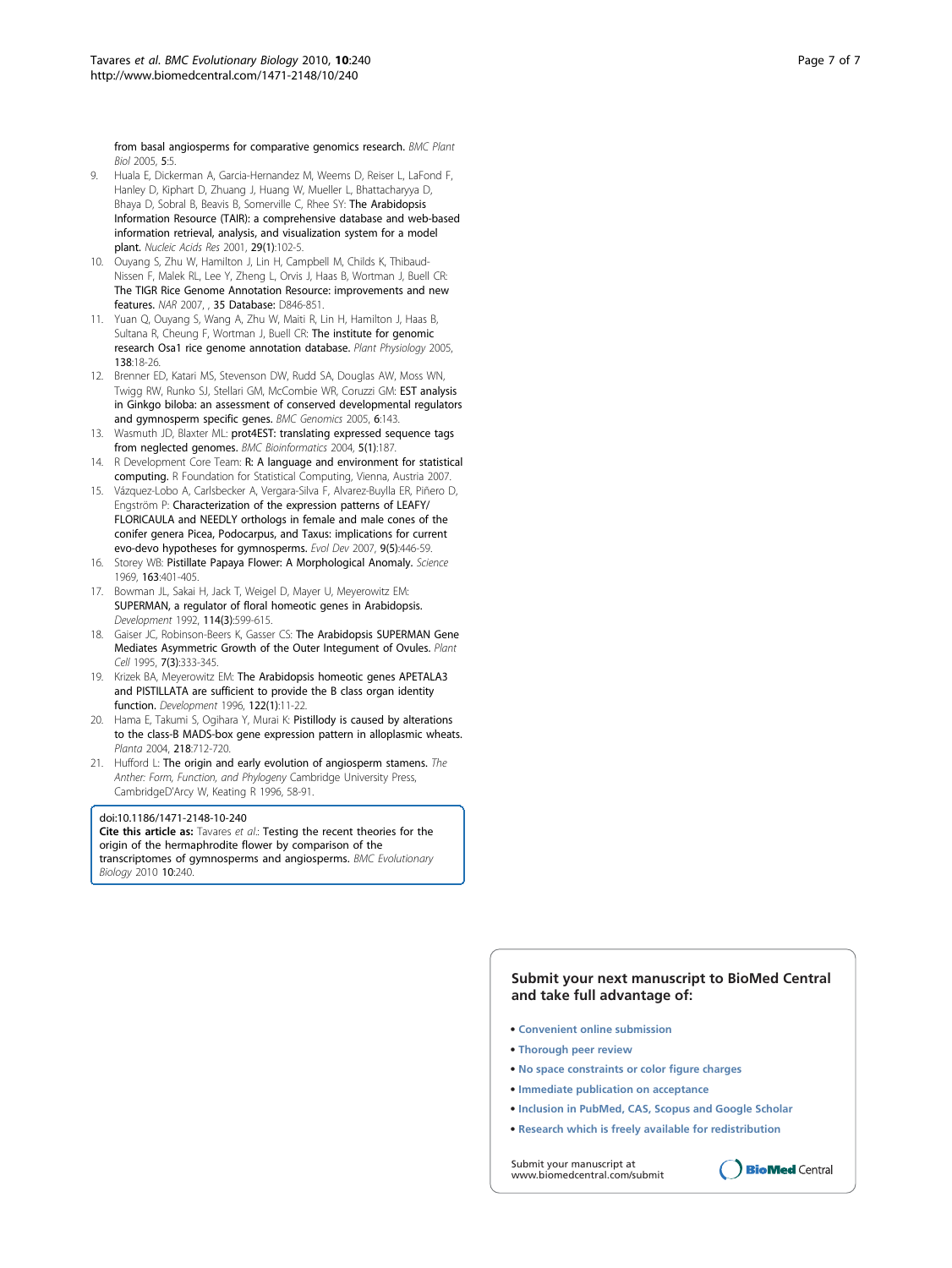from basal angiosperms for comparative genomics research. *BMC Plant Biol* 2005, **5**:5.

9. Huala E, Dickerman A, Garcia-Hernandez M, Weems D, Reiser L, LaFond F, Hanley D, Kiphart D, Zhuang J, Huang W, Mueller L, Bhattacharyya D, Bhaya D, Sobral B, Beavis B, Somerville C, Rhee SY: **The Arabidopsis Information Resource (TAIR): a comprehensive database and web-based information retrieval, analysis, and visualization system for a model plant.** *Nucleic Acids Res* 2001, **29(1)**:102-5.
10. Ouyang S, Zhu W, Hamilton J, Lin H, Campbell M, Childs K, Thibaud-Nissen F, Malek RL, Lee Y, Zheng L, Orvis J, Haas B, Wortman J, Buell CR: **The TIGR Rice Genome Annotation Resource: improvements and new features.** *NAR* 2007, , **35 Database**: D846-851.
11. Yuan Q, Ouyang S, Wang A, Zhu W, Maiti R, Lin H, Hamilton J, Haas B, Sultana R, Cheung F, Wortman J, Buell CR: **The institute for genomic research Osa1 rice genome annotation database.** *Plant Physiology* 2005, **138**:18-26.
12. Brenner ED, Katari MS, Stevenson DW, Rudd SA, Douglas AW, Moss WN, Twigg RW, Runko SJ, Stellari GM, McCombie WR, Coruzzi GM: **EST analysis in Ginkgo biloba: an assessment of conserved developmental regulators and gymnosperm specific genes.** *BMC Genomics* 2005, **6**:143.
13. Wasmuth JD, Blaxter ML: **prot4EST: translating expressed sequence tags from neglected genomes.** *BMC Bioinformatics* 2004, **5(1)**:187.
14. R Development Core Team: **R: A language and environment for statistical computing.** R Foundation for Statistical Computing, Vienna, Austria 2007.
15. Vázquez-Lobo A, Carlsbecker A, Vergara-Silva F, Alvarez-Buylla ER, Piñero D, Engström P: **Characterization of the expression patterns of LEAFY/FLORICAULA and NEEDLY orthologs in female and male cones of the conifer genera Picea, Podocarpus, and Taxus: implications for current evo-devo hypotheses for gymnosperms.** *Evol Dev* 2007, **9(5)**:446-59.
16. Storey WB: **Pistillate Papaya Flower: A Morphological Anomaly.** *Science* 1969, **163**:401-405.
17. Bowman JL, Sakai H, Jack T, Weigel D, Mayer U, Meyerowitz EM: **SUPERMAN, a regulator of floral homeotic genes in Arabidopsis.** *Development* 1992, **114(3)**:599-615.
18. Gaiser JC, Robinson-Beers K, Gasser CS: **The Arabidopsis SUPERMAN Gene Mediates Asymmetric Growth of the Outer Integument of Ovules.** *Plant Cell* 1995, **7(3)**:333-345.
19. Krizek BA, Meyerowitz EM: **The Arabidopsis homeotic genes APETALA3 and PISTILLATA are sufficient to provide the B class organ identity function.** *Development* 1996, **122(1)**:11-22.
20. Hama E, Takumi S, Ogihara Y, Murai K: **Pistillody is caused by alterations to the class-B MADS-box gene expression pattern in alloplasmic wheats.** *Planta* 2004, **218**:712-720.
21. Hufford L: **The origin and early evolution of angiosperm stamens.** *The Anther: Form, Function, and Phylogeny* Cambridge University Press, CambridgeD'Arcy W, Keating R 1996, 58-91.

doi:10.1186/1471-2148-10-240
**Cite this article as:** Tavares *et al.*: Testing the recent theories for the origin of the hermaphrodite flower by comparison of the transcriptomes of gymnosperms and angiosperms. *BMC Evolutionary Biology* 2010 **10**:240.

**Submit your next manuscript to BioMed Central and take full advantage of:**

- Convenient online submission
- Thorough peer review
- No space constraints or color figure charges
- Immediate publication on acceptance
- Inclusion in PubMed, CAS, Scopus and Google Scholar
- Research which is freely available for redistribution

Submit your manuscript at
www.biomedcentral.com/submit

BioMed Central